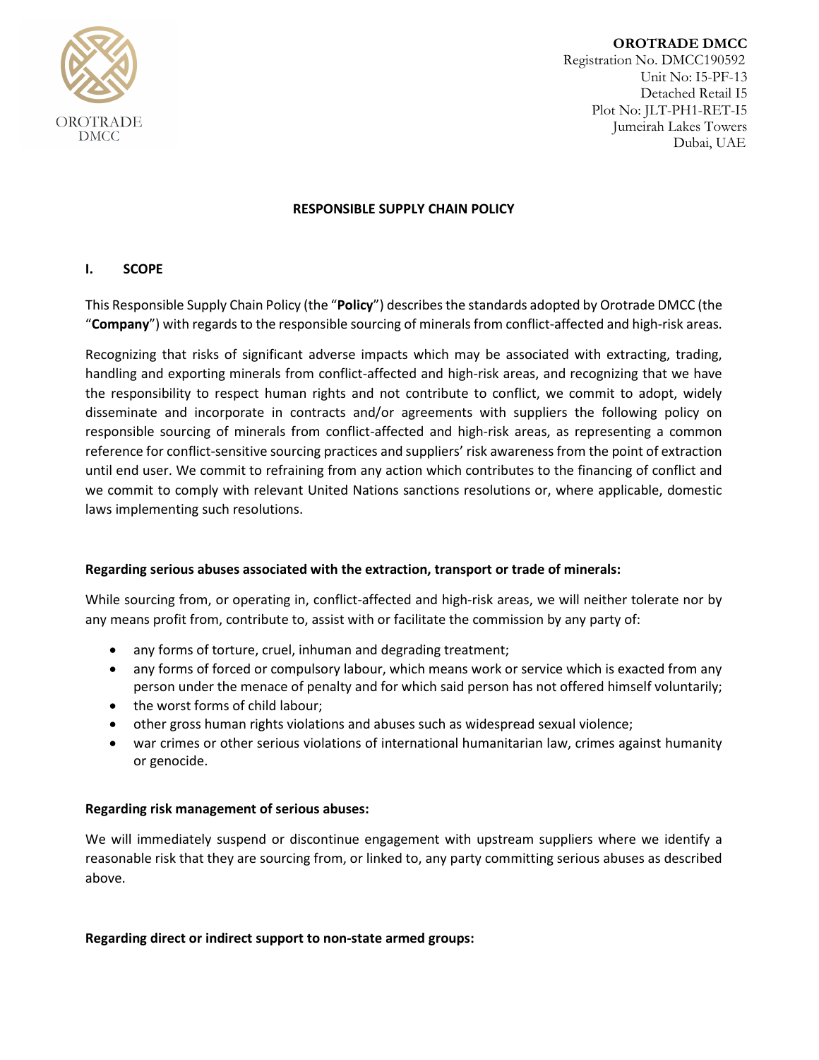**OROTRADE DMCC**
Registration No. DMCC190592
Unit No: I5-PF-13
Detached Retail I5
Plot No: JLT-PH1-RET-I5
Jumeirah Lakes Towers
Dubai, UAE

# RESPONSIBLE SUPPLY CHAIN POLICY

## I. SCOPE

This Responsible Supply Chain Policy (the "**Policy**") describes the standards adopted by Orotrade DMCC (the "**Company**") with regards to the responsible sourcing of minerals from conflict-affected and high-risk areas.

Recognizing that risks of significant adverse impacts which may be associated with extracting, trading, handling and exporting minerals from conflict-affected and high-risk areas, and recognizing that we have the responsibility to respect human rights and not contribute to conflict, we commit to adopt, widely disseminate and incorporate in contracts and/or agreements with suppliers the following policy on responsible sourcing of minerals from conflict-affected and high-risk areas, as representing a common reference for conflict-sensitive sourcing practices and suppliers' risk awareness from the point of extraction until end user. We commit to refraining from any action which contributes to the financing of conflict and we commit to comply with relevant United Nations sanctions resolutions or, where applicable, domestic laws implementing such resolutions.

**Regarding serious abuses associated with the extraction, transport or trade of minerals:**

While sourcing from, or operating in, conflict-affected and high-risk areas, we will neither tolerate nor by any means profit from, contribute to, assist with or facilitate the commission by any party of:

- any forms of torture, cruel, inhuman and degrading treatment;
- any forms of forced or compulsory labour, which means work or service which is exacted from any person under the menace of penalty and for which said person has not offered himself voluntarily;
- the worst forms of child labour;
- other gross human rights violations and abuses such as widespread sexual violence;
- war crimes or other serious violations of international humanitarian law, crimes against humanity or genocide.

**Regarding risk management of serious abuses:**

We will immediately suspend or discontinue engagement with upstream suppliers where we identify a reasonable risk that they are sourcing from, or linked to, any party committing serious abuses as described above.

**Regarding direct or indirect support to non-state armed groups:**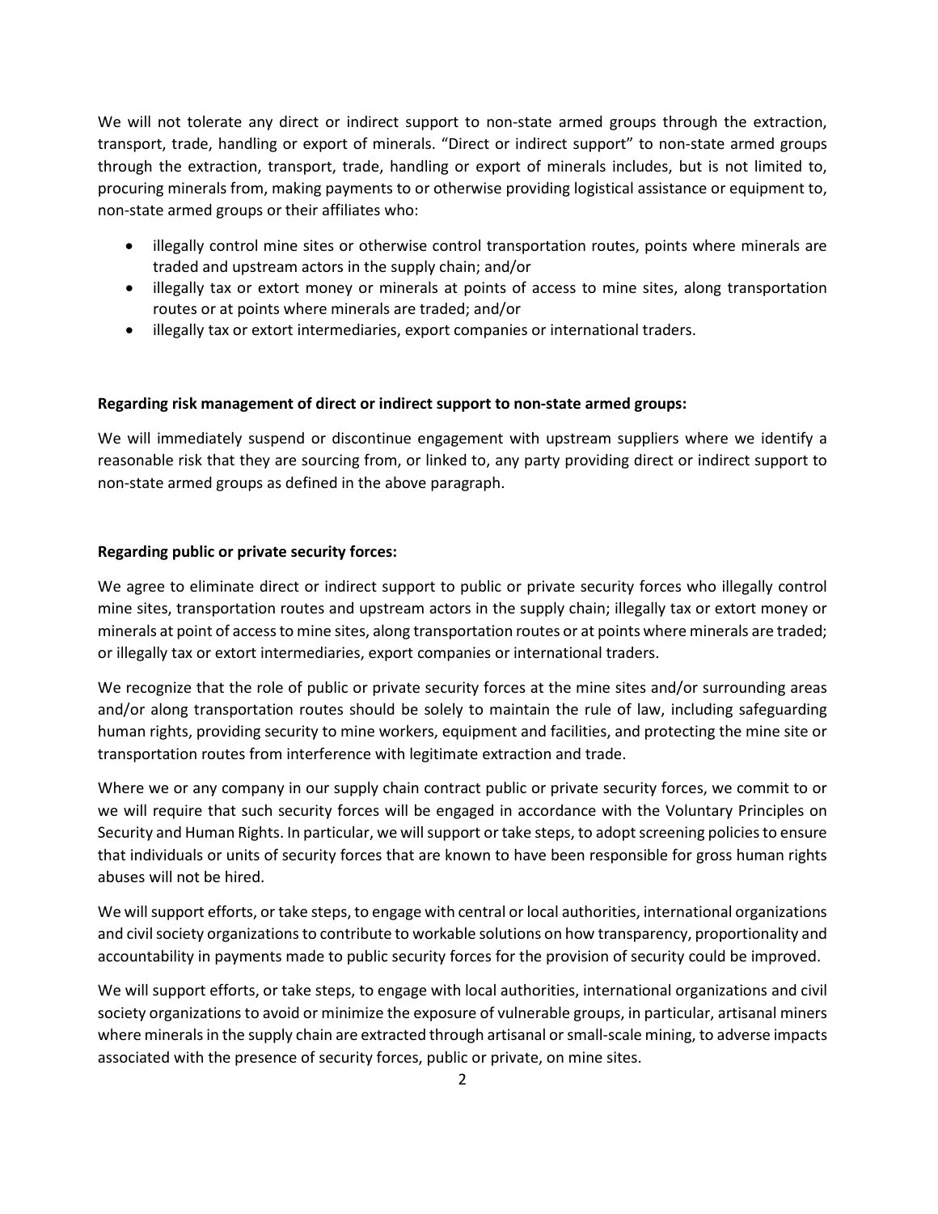We will not tolerate any direct or indirect support to non-state armed groups through the extraction, transport, trade, handling or export of minerals. "Direct or indirect support" to non-state armed groups through the extraction, transport, trade, handling or export of minerals includes, but is not limited to, procuring minerals from, making payments to or otherwise providing logistical assistance or equipment to, non-state armed groups or their affiliates who:

- illegally control mine sites or otherwise control transportation routes, points where minerals are traded and upstream actors in the supply chain; and/or
- illegally tax or extort money or minerals at points of access to mine sites, along transportation routes or at points where minerals are traded; and/or
- illegally tax or extort intermediaries, export companies or international traders.

**Regarding risk management of direct or indirect support to non-state armed groups:**

We will immediately suspend or discontinue engagement with upstream suppliers where we identify a reasonable risk that they are sourcing from, or linked to, any party providing direct or indirect support to non-state armed groups as defined in the above paragraph.

**Regarding public or private security forces:**

We agree to eliminate direct or indirect support to public or private security forces who illegally control mine sites, transportation routes and upstream actors in the supply chain; illegally tax or extort money or minerals at point of access to mine sites, along transportation routes or at points where minerals are traded; or illegally tax or extort intermediaries, export companies or international traders.

We recognize that the role of public or private security forces at the mine sites and/or surrounding areas and/or along transportation routes should be solely to maintain the rule of law, including safeguarding human rights, providing security to mine workers, equipment and facilities, and protecting the mine site or transportation routes from interference with legitimate extraction and trade.

Where we or any company in our supply chain contract public or private security forces, we commit to or we will require that such security forces will be engaged in accordance with the Voluntary Principles on Security and Human Rights. In particular, we will support or take steps, to adopt screening policies to ensure that individuals or units of security forces that are known to have been responsible for gross human rights abuses will not be hired.

We will support efforts, or take steps, to engage with central or local authorities, international organizations and civil society organizations to contribute to workable solutions on how transparency, proportionality and accountability in payments made to public security forces for the provision of security could be improved.

We will support efforts, or take steps, to engage with local authorities, international organizations and civil society organizations to avoid or minimize the exposure of vulnerable groups, in particular, artisanal miners where minerals in the supply chain are extracted through artisanal or small-scale mining, to adverse impacts associated with the presence of security forces, public or private, on mine sites.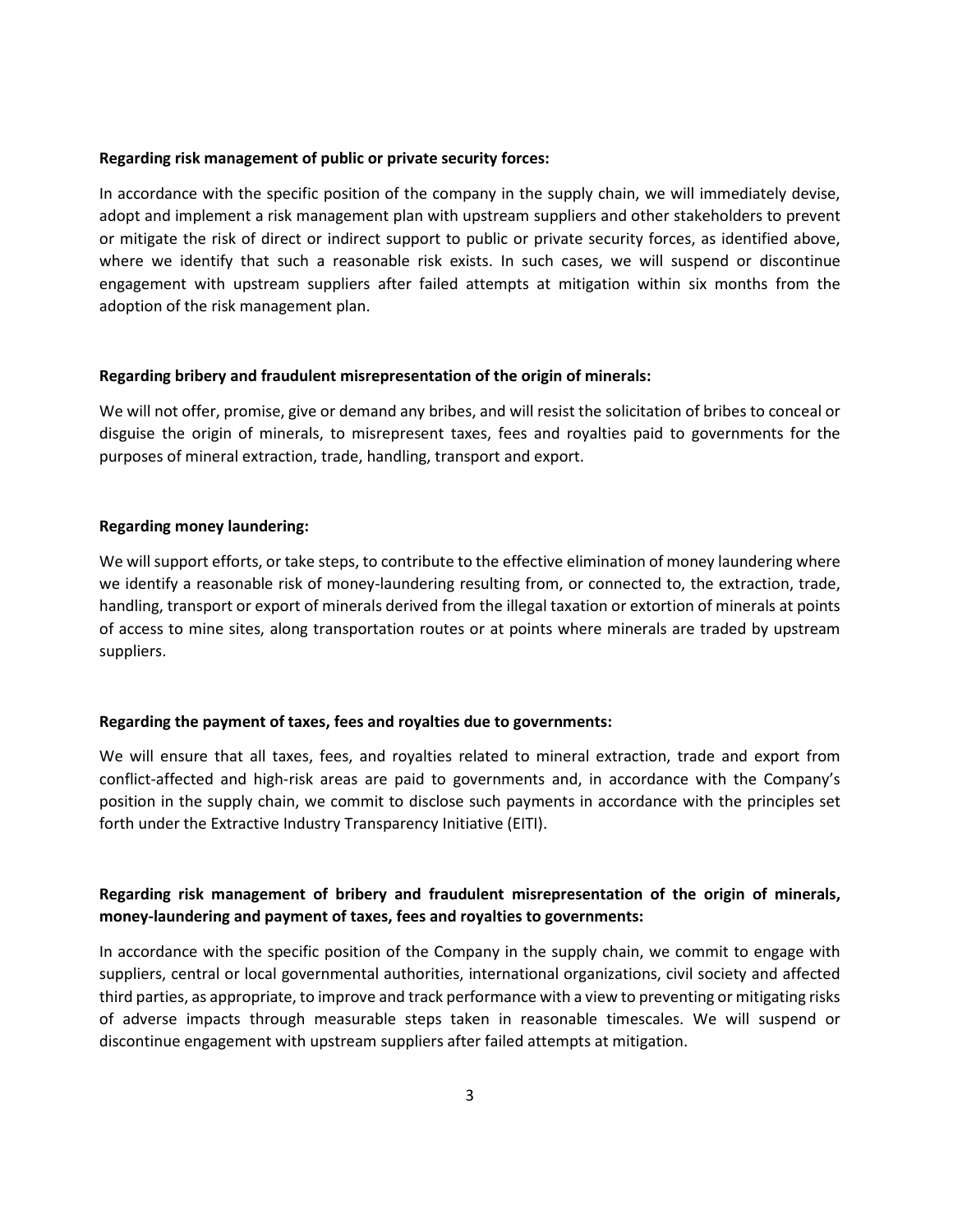**Regarding risk management of public or private security forces:**

In accordance with the specific position of the company in the supply chain, we will immediately devise, adopt and implement a risk management plan with upstream suppliers and other stakeholders to prevent or mitigate the risk of direct or indirect support to public or private security forces, as identified above, where we identify that such a reasonable risk exists. In such cases, we will suspend or discontinue engagement with upstream suppliers after failed attempts at mitigation within six months from the adoption of the risk management plan.

**Regarding bribery and fraudulent misrepresentation of the origin of minerals:**

We will not offer, promise, give or demand any bribes, and will resist the solicitation of bribes to conceal or disguise the origin of minerals, to misrepresent taxes, fees and royalties paid to governments for the purposes of mineral extraction, trade, handling, transport and export.

**Regarding money laundering:**

We will support efforts, or take steps, to contribute to the effective elimination of money laundering where we identify a reasonable risk of money-laundering resulting from, or connected to, the extraction, trade, handling, transport or export of minerals derived from the illegal taxation or extortion of minerals at points of access to mine sites, along transportation routes or at points where minerals are traded by upstream suppliers.

**Regarding the payment of taxes, fees and royalties due to governments:**

We will ensure that all taxes, fees, and royalties related to mineral extraction, trade and export from conflict-affected and high-risk areas are paid to governments and, in accordance with the Company's position in the supply chain, we commit to disclose such payments in accordance with the principles set forth under the Extractive Industry Transparency Initiative (EITI).

**Regarding risk management of bribery and fraudulent misrepresentation of the origin of minerals, money-laundering and payment of taxes, fees and royalties to governments:**

In accordance with the specific position of the Company in the supply chain, we commit to engage with suppliers, central or local governmental authorities, international organizations, civil society and affected third parties, as appropriate, to improve and track performance with a view to preventing or mitigating risks of adverse impacts through measurable steps taken in reasonable timescales. We will suspend or discontinue engagement with upstream suppliers after failed attempts at mitigation.